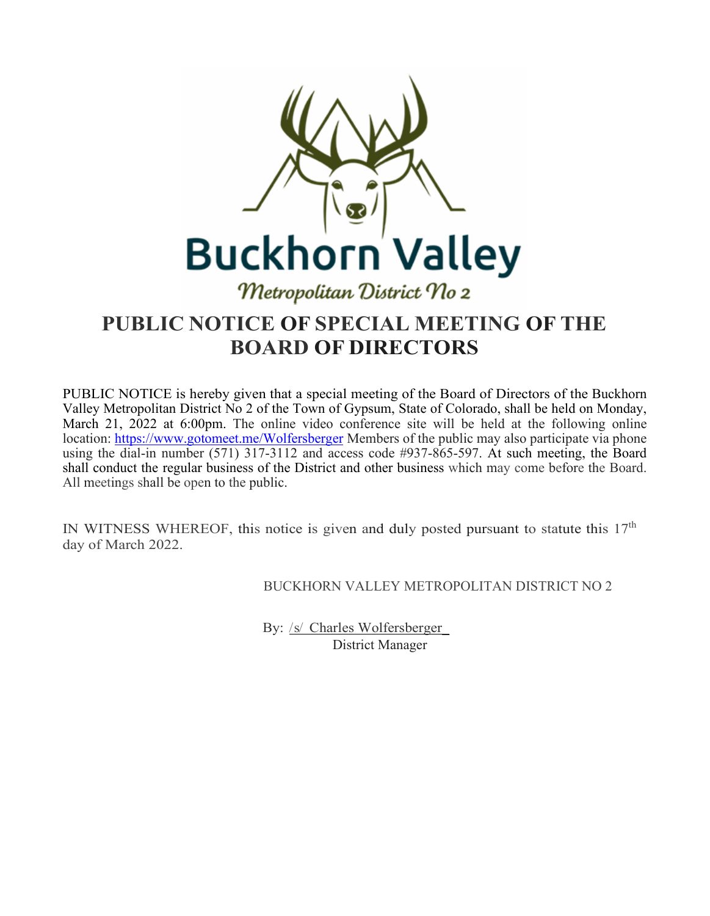Buckhorn Valley

*Metropolitan District No 2*

# PUBLIC NOTICE OF SPECIAL MEETING OF THE BOARD OF DIRECTORS

PUBLIC NOTICE is hereby given that a special meeting of the Board of Directors of the Buckhorn Valley Metropolitan District No 2 of the Town of Gypsum, State of Colorado, shall be held on Monday, March 21, 2022 at 6:00pm. The online video conference site will be held at the following online location: https://www.gotomeet.me/Wolfersberger Members of the public may also participate via phone using the dial-in number (571) 317-3112 and access code #937-865-597. At such meeting, the Board shall conduct the regular business of the District and other business which may come before the Board. All meetings shall be open to the public.

IN WITNESS WHEREOF, this notice is given and duly posted pursuant to statute this 17th day of March 2022.

BUCKHORN VALLEY METROPOLITAN DISTRICT NO 2

By: /s/ Charles Wolfersberger
District Manager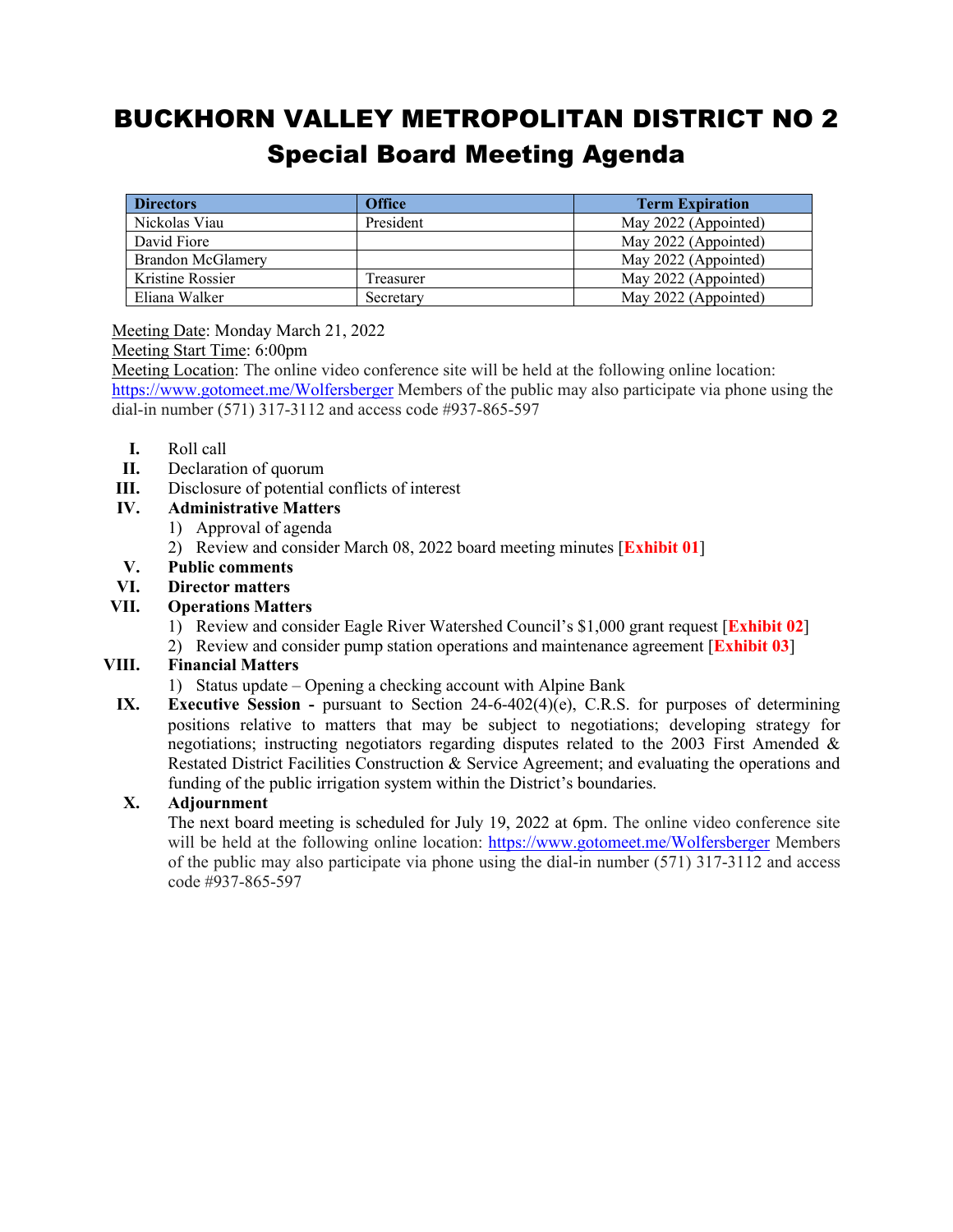# BUCKHORN VALLEY METROPOLITAN DISTRICT NO 2
## Special Board Meeting Agenda

| Directors | Office | Term Expiration |
|---|---|---|
| Nickolas Viau | President | May 2022 (Appointed) |
| David Fiore | | May 2022 (Appointed) |
| Brandon McGlamery | | May 2022 (Appointed) |
| Kristine Rossier | Treasurer | May 2022 (Appointed) |
| Eliana Walker | Secretary | May 2022 (Appointed) |

Meeting Date: Monday March 21, 2022
Meeting Start Time: 6:00pm
Meeting Location: The online video conference site will be held at the following online location: https://www.gotomeet.me/Wolfersberger Members of the public may also participate via phone using the dial-in number (571) 317-3112 and access code #937-865-597

I. Roll call
II. Declaration of quorum
III. Disclosure of potential conflicts of interest
IV. **Administrative Matters**
    1) Approval of agenda
    2) Review and consider March 08, 2022 board meeting minutes [**Exhibit 01**]
V. **Public comments**
VI. **Director matters**
VII. **Operations Matters**
    1) Review and consider Eagle River Watershed Council's $1,000 grant request [**Exhibit 02**]
    2) Review and consider pump station operations and maintenance agreement [**Exhibit 03**]
VIII. **Financial Matters**
    1) Status update – Opening a checking account with Alpine Bank
IX. **Executive Session -** pursuant to Section 24-6-402(4)(e), C.R.S. for purposes of determining positions relative to matters that may be subject to negotiations; developing strategy for negotiations; instructing negotiators regarding disputes related to the 2003 First Amended & Restated District Facilities Construction & Service Agreement; and evaluating the operations and funding of the public irrigation system within the District's boundaries.
X. **Adjournment**
    The next board meeting is scheduled for July 19, 2022 at 6pm. The online video conference site will be held at the following online location: https://www.gotomeet.me/Wolfersberger Members of the public may also participate via phone using the dial-in number (571) 317-3112 and access code #937-865-597